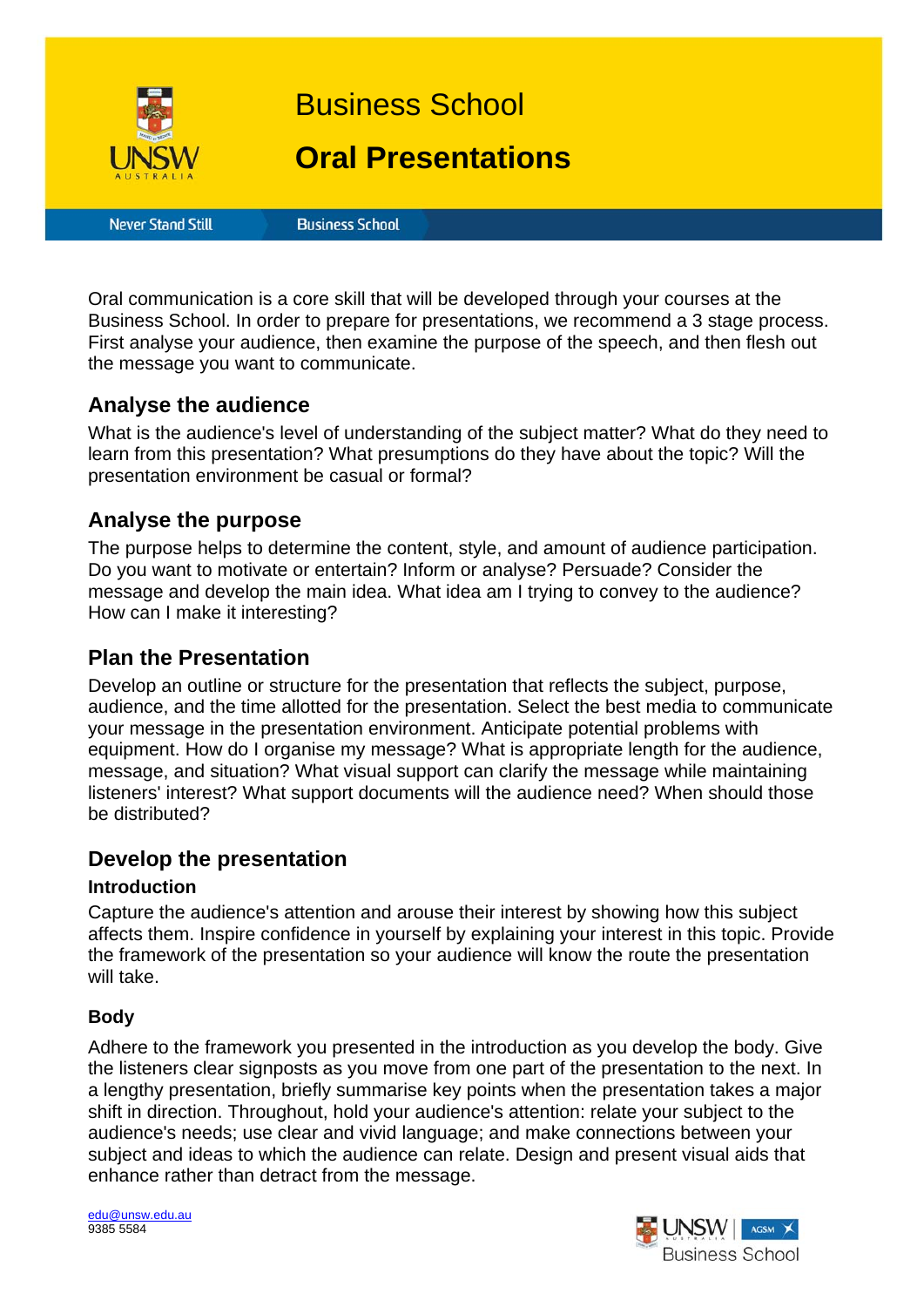# Business School

# Oral Presentations

Never Stand Still | Business School

Oral communication is a core skill that will be developed through your courses at the Business School. In order to prepare for presentations, we recommend a 3 stage process. First analyse your audience, then examine the purpose of the speech, and then flesh out the message you want to communicate.

## Analyse the audience

What is the audience's level of understanding of the subject matter? What do they need to learn from this presentation? What presumptions do they have about the topic? Will the presentation environment be casual or formal?

## Analyse the purpose

The purpose helps to determine the content, style, and amount of audience participation. Do you want to motivate or entertain? Inform or analyse? Persuade? Consider the message and develop the main idea. What idea am I trying to convey to the audience? How can I make it interesting?

## Plan the Presentation

Develop an outline or structure for the presentation that reflects the subject, purpose, audience, and the time allotted for the presentation. Select the best media to communicate your message in the presentation environment. Anticipate potential problems with equipment. How do I organise my message? What is appropriate length for the audience, message, and situation? What visual support can clarify the message while maintaining listeners' interest? What support documents will the audience need? When should those be distributed?

## Develop the presentation

### Introduction

Capture the audience's attention and arouse their interest by showing how this subject affects them. Inspire confidence in yourself by explaining your interest in this topic. Provide the framework of the presentation so your audience will know the route the presentation will take.

### Body

Adhere to the framework you presented in the introduction as you develop the body. Give the listeners clear signposts as you move from one part of the presentation to the next. In a lengthy presentation, briefly summarise key points when the presentation takes a major shift in direction. Throughout, hold your audience's attention: relate your subject to the audience's needs; use clear and vivid language; and make connections between your subject and ideas to which the audience can relate. Design and present visual aids that enhance rather than detract from the message.

edu@unsw.edu.au
9385 5584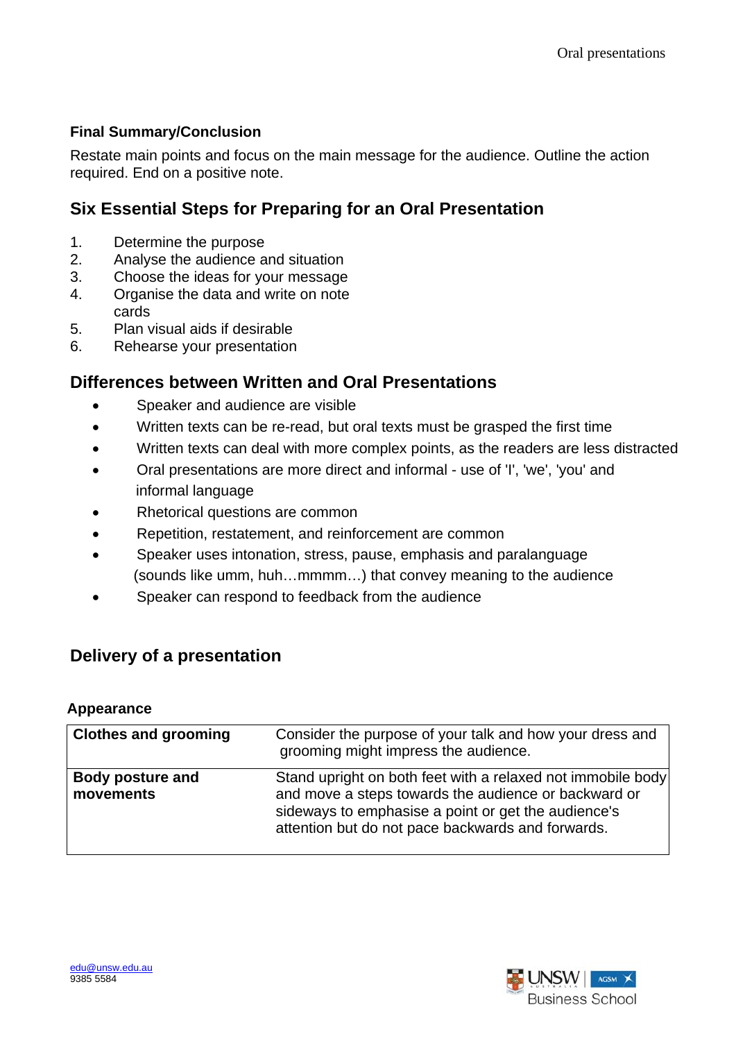### Final Summary/Conclusion

Restate main points and focus on the main message for the audience. Outline the action required. End on a positive note.

## Six Essential Steps for Preparing for an Oral Presentation

1. Determine the purpose
2. Analyse the audience and situation
3. Choose the ideas for your message
4. Organise the data and write on note cards
5. Plan visual aids if desirable
6. Rehearse your presentation

## Differences between Written and Oral Presentations

- Speaker and audience are visible
- Written texts can be re-read, but oral texts must be grasped the first time
- Written texts can deal with more complex points, as the readers are less distracted
- Oral presentations are more direct and informal - use of 'I', 'we', 'you' and informal language
- Rhetorical questions are common
- Repetition, restatement, and reinforcement are common
- Speaker uses intonation, stress, pause, emphasis and paralanguage (sounds like umm, huh…mmmm…) that convey meaning to the audience
- Speaker can respond to feedback from the audience

## Delivery of a presentation

### Appearance

| | |
|---|---|
| **Clothes and grooming** | Consider the purpose of your talk and how your dress and grooming might impress the audience. |
| **Body posture and movements** | Stand upright on both feet with a relaxed not immobile body and move a steps towards the audience or backward or sideways to emphasise a point or get the audience's attention but do not pace backwards and forwards. |

edu@unsw.edu.au
9385 5584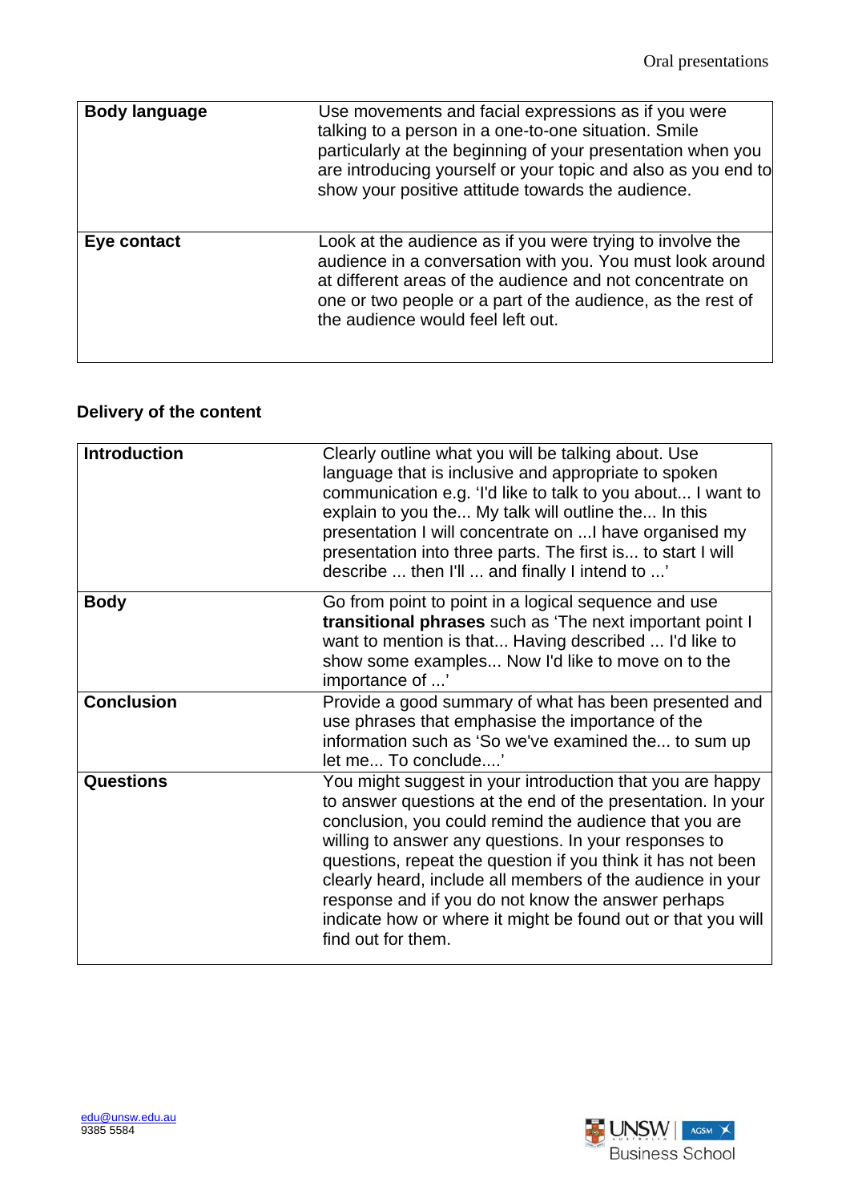| | |
|---|---|
| **Body language** | Use movements and facial expressions as if you were talking to a person in a one-to-one situation. Smile particularly at the beginning of your presentation when you are introducing yourself or your topic and also as you end to show your positive attitude towards the audience. |
| **Eye contact** | Look at the audience as if you were trying to involve the audience in a conversation with you. You must look around at different areas of the audience and not concentrate on one or two people or a part of the audience, as the rest of the audience would feel left out. |

### Delivery of the content

| | |
|---|---|
| **Introduction** | Clearly outline what you will be talking about. Use language that is inclusive and appropriate to spoken communication e.g. 'I'd like to talk to you about... I want to explain to you the... My talk will outline the... In this presentation I will concentrate on ...I have organised my presentation into three parts. The first is... to start I will describe ... then I'll ... and finally I intend to ...' |
| **Body** | Go from point to point in a logical sequence and use **transitional phrases** such as 'The next important point I want to mention is that... Having described ... I'd like to show some examples... Now I'd like to move on to the importance of ...' |
| **Conclusion** | Provide a good summary of what has been presented and use phrases that emphasise the importance of the information such as 'So we've examined the... to sum up let me... To conclude....' |
| **Questions** | You might suggest in your introduction that you are happy to answer questions at the end of the presentation. In your conclusion, you could remind the audience that you are willing to answer any questions. In your responses to questions, repeat the question if you think it has not been clearly heard, include all members of the audience in your response and if you do not know the answer perhaps indicate how or where it might be found out or that you will find out for them. |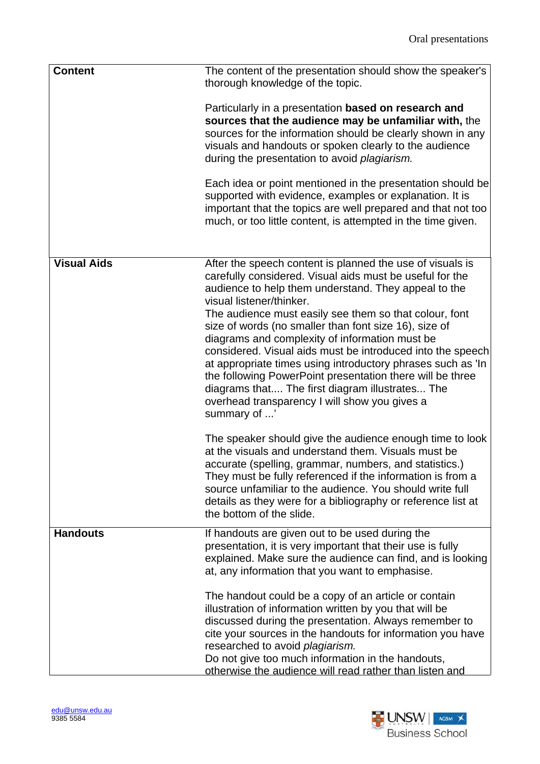| | |
|---|---|
| **Content** | The content of the presentation should show the speaker's thorough knowledge of the topic.<br><br>Particularly in a presentation **based on research and sources that the audience may be unfamiliar with,** the sources for the information should be clearly shown in any visuals and handouts or spoken clearly to the audience during the presentation to avoid *plagiarism.*<br><br>Each idea or point mentioned in the presentation should be supported with evidence, examples or explanation. It is important that the topics are well prepared and that not too much, or too little content, is attempted in the time given. |
| **Visual Aids** | After the speech content is planned the use of visuals is carefully considered. Visual aids must be useful for the audience to help them understand. They appeal to the visual listener/thinker.<br>The audience must easily see them so that colour, font size of words (no smaller than font size 16), size of diagrams and complexity of information must be considered. Visual aids must be introduced into the speech at appropriate times using introductory phrases such as 'In the following PowerPoint presentation there will be three diagrams that.... The first diagram illustrates... The overhead transparency I will show you gives a summary of ...'<br><br>The speaker should give the audience enough time to look at the visuals and understand them. Visuals must be accurate (spelling, grammar, numbers, and statistics.) They must be fully referenced if the information is from a source unfamiliar to the audience. You should write full details as they were for a bibliography or reference list at the bottom of the slide. |
| **Handouts** | If handouts are given out to be used during the presentation, it is very important that their use is fully explained. Make sure the audience can find, and is looking at, any information that you want to emphasise.<br><br>The handout could be a copy of an article or contain illustration of information written by you that will be discussed during the presentation. Always remember to cite your sources in the handouts for information you have researched to avoid *plagiarism.*<br>Do not give too much information in the handouts, otherwise the audience will read rather than listen and |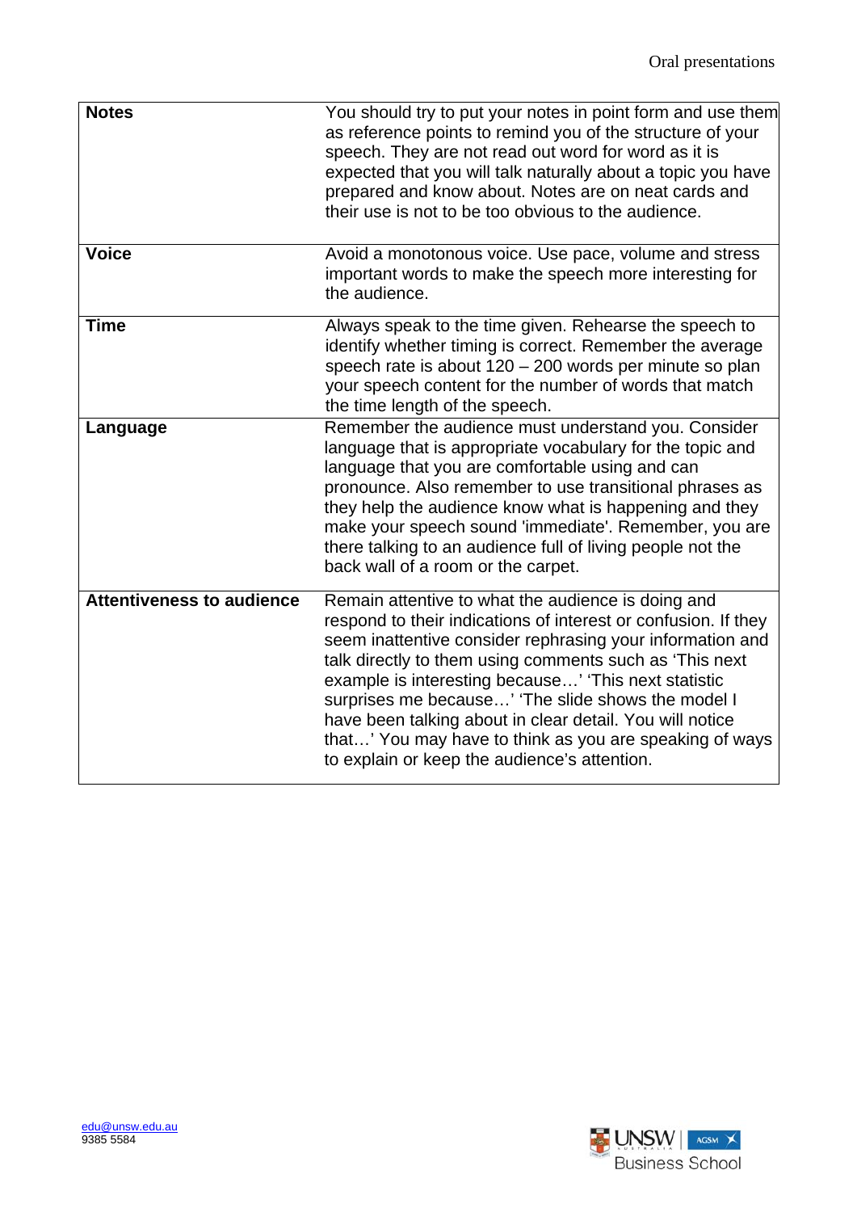| | |
|---|---|
| **Notes** | You should try to put your notes in point form and use them as reference points to remind you of the structure of your speech. They are not read out word for word as it is expected that you will talk naturally about a topic you have prepared and know about. Notes are on neat cards and their use is not to be too obvious to the audience. |
| **Voice** | Avoid a monotonous voice. Use pace, volume and stress important words to make the speech more interesting for the audience. |
| **Time** | Always speak to the time given. Rehearse the speech to identify whether timing is correct. Remember the average speech rate is about 120 – 200 words per minute so plan your speech content for the number of words that match the time length of the speech. |
| **Language** | Remember the audience must understand you. Consider language that is appropriate vocabulary for the topic and language that you are comfortable using and can pronounce. Also remember to use transitional phrases as they help the audience know what is happening and they make your speech sound 'immediate'. Remember, you are there talking to an audience full of living people not the back wall of a room or the carpet. |
| **Attentiveness to audience** | Remain attentive to what the audience is doing and respond to their indications of interest or confusion. If they seem inattentive consider rephrasing your information and talk directly to them using comments such as 'This next example is interesting because…' 'This next statistic surprises me because…' 'The slide shows the model I have been talking about in clear detail. You will notice that…' You may have to think as you are speaking of ways to explain or keep the audience's attention. |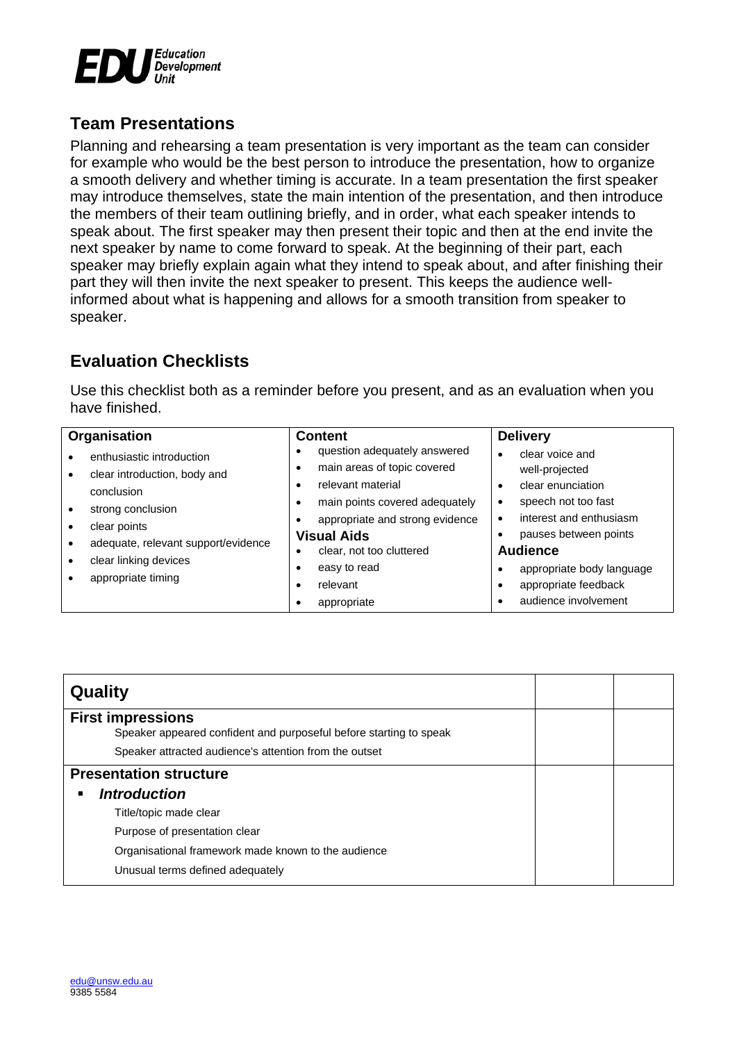EDU Education Development Unit

## Team Presentations

Planning and rehearsing a team presentation is very important as the team can consider for example who would be the best person to introduce the presentation, how to organize a smooth delivery and whether timing is accurate. In a team presentation the first speaker may introduce themselves, state the main intention of the presentation, and then introduce the members of their team outlining briefly, and in order, what each speaker intends to speak about. The first speaker may then present their topic and then at the end invite the next speaker by name to come forward to speak. At the beginning of their part, each speaker may briefly explain again what they intend to speak about, and after finishing their part they will then invite the next speaker to present. This keeps the audience well-informed about what is happening and allows for a smooth transition from speaker to speaker.

## Evaluation Checklists

Use this checklist both as a reminder before you present, and as an evaluation when you have finished.

| Organisation | Content | Delivery |
|---|---|---|
| • enthusiastic introduction<br>• clear introduction, body and conclusion<br>• strong conclusion<br>• clear points<br>• adequate, relevant support/evidence<br>• clear linking devices<br>• appropriate timing | • question adequately answered<br>• main areas of topic covered<br>• relevant material<br>• main points covered adequately<br>• appropriate and strong evidence<br>**Visual Aids**<br>• clear, not too cluttered<br>• easy to read<br>• relevant<br>• appropriate | • clear voice and well-projected<br>• clear enunciation<br>• speech not too fast<br>• interest and enthusiasm<br>• pauses between points<br>**Audience**<br>• appropriate body language<br>• appropriate feedback<br>• audience involvement |

| **Quality** | | |
|---|---|---|
| **First impressions**<br>Speaker appeared confident and purposeful before starting to speak<br>Speaker attracted audience's attention from the outset | | |
| **Presentation structure**<br>▪ ***Introduction***<br>Title/topic made clear<br>Purpose of presentation clear<br>Organisational framework made known to the audience<br>Unusual terms defined adequately | | |

edu@unsw.edu.au
9385 5584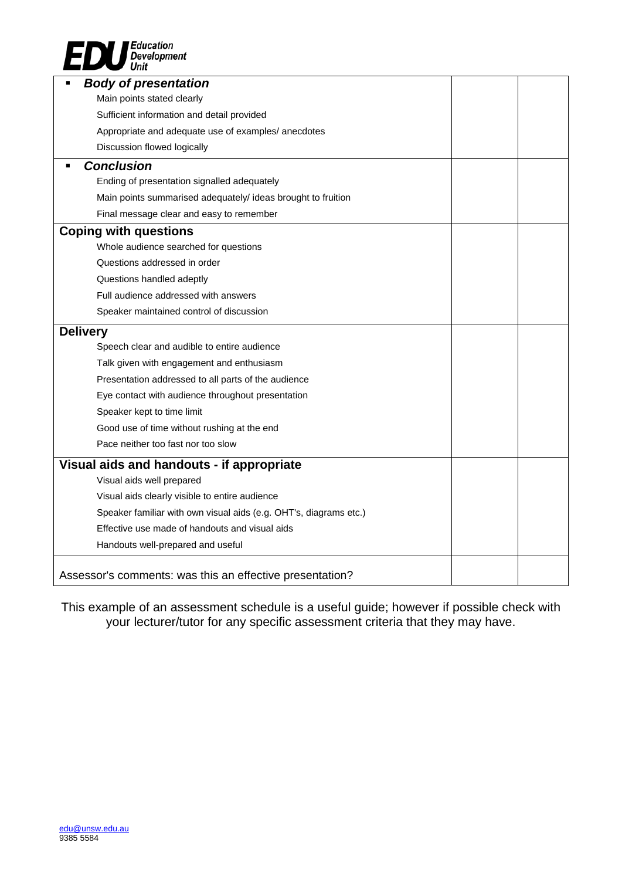| | | |
|---|---|---|
| ▪ ***Body of presentation*** | | |
| Main points stated clearly | | |
| Sufficient information and detail provided | | |
| Appropriate and adequate use of examples/ anecdotes | | |
| Discussion flowed logically | | |
| ▪ ***Conclusion*** | | |
| Ending of presentation signalled adequately | | |
| Main points summarised adequately/ ideas brought to fruition | | |
| Final message clear and easy to remember | | |
| **Coping with questions** | | |
| Whole audience searched for questions | | |
| Questions addressed in order | | |
| Questions handled adeptly | | |
| Full audience addressed with answers | | |
| Speaker maintained control of discussion | | |
| **Delivery** | | |
| Speech clear and audible to entire audience | | |
| Talk given with engagement and enthusiasm | | |
| Presentation addressed to all parts of the audience | | |
| Eye contact with audience throughout presentation | | |
| Speaker kept to time limit | | |
| Good use of time without rushing at the end | | |
| Pace neither too fast nor too slow | | |
| **Visual aids and handouts - if appropriate** | | |
| Visual aids well prepared | | |
| Visual aids clearly visible to entire audience | | |
| Speaker familiar with own visual aids (e.g. OHT's, diagrams etc.) | | |
| Effective use made of handouts and visual aids | | |
| Handouts well-prepared and useful | | |
| Assessor's comments: was this an effective presentation? | | |

This example of an assessment schedule is a useful guide; however if possible check with your lecturer/tutor for any specific assessment criteria that they may have.

edu@unsw.edu.au
9385 5584